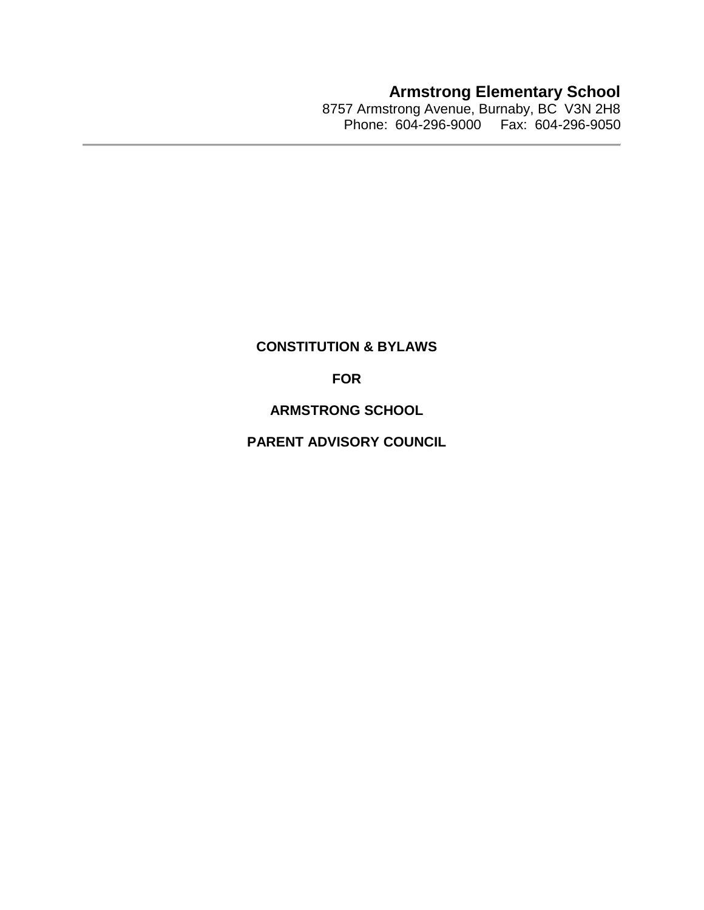**Armstrong Elementary School**
8757 Armstrong Avenue, Burnaby, BC V3N 2H8
Phone: 604-296-9000 Fax: 604-296-9050

---

# CONSTITUTION & BYLAWS

# FOR

# ARMSTRONG SCHOOL

# PARENT ADVISORY COUNCIL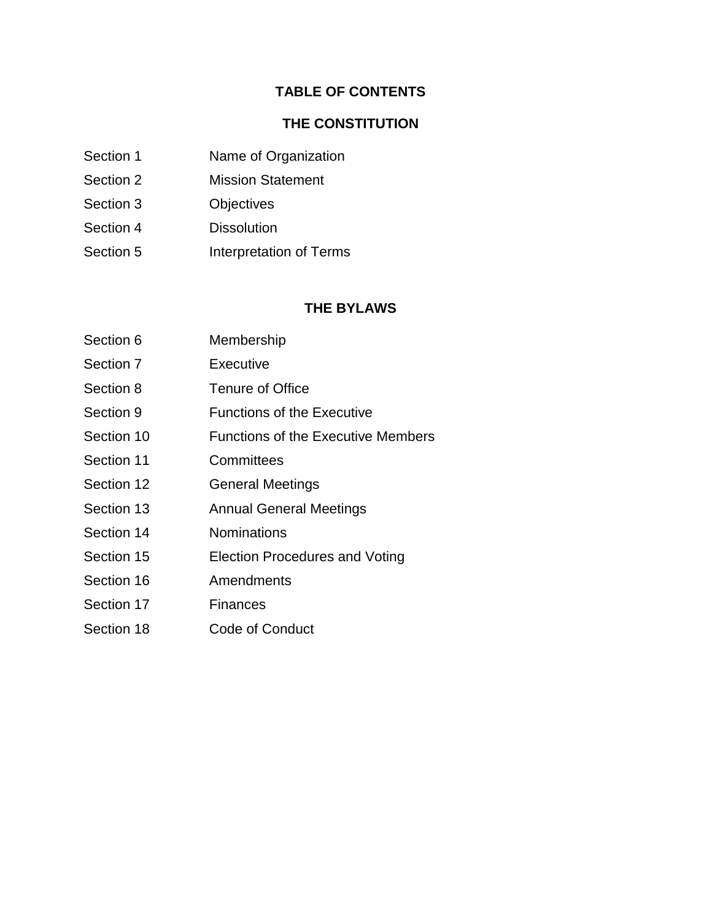# TABLE OF CONTENTS

## THE CONSTITUTION

| | |
|---|---|
| Section 1 | Name of Organization |
| Section 2 | Mission Statement |
| Section 3 | Objectives |
| Section 4 | Dissolution |
| Section 5 | Interpretation of Terms |

## THE BYLAWS

| | |
|---|---|
| Section 6 | Membership |
| Section 7 | Executive |
| Section 8 | Tenure of Office |
| Section 9 | Functions of the Executive |
| Section 10 | Functions of the Executive Members |
| Section 11 | Committees |
| Section 12 | General Meetings |
| Section 13 | Annual General Meetings |
| Section 14 | Nominations |
| Section 15 | Election Procedures and Voting |
| Section 16 | Amendments |
| Section 17 | Finances |
| Section 18 | Code of Conduct |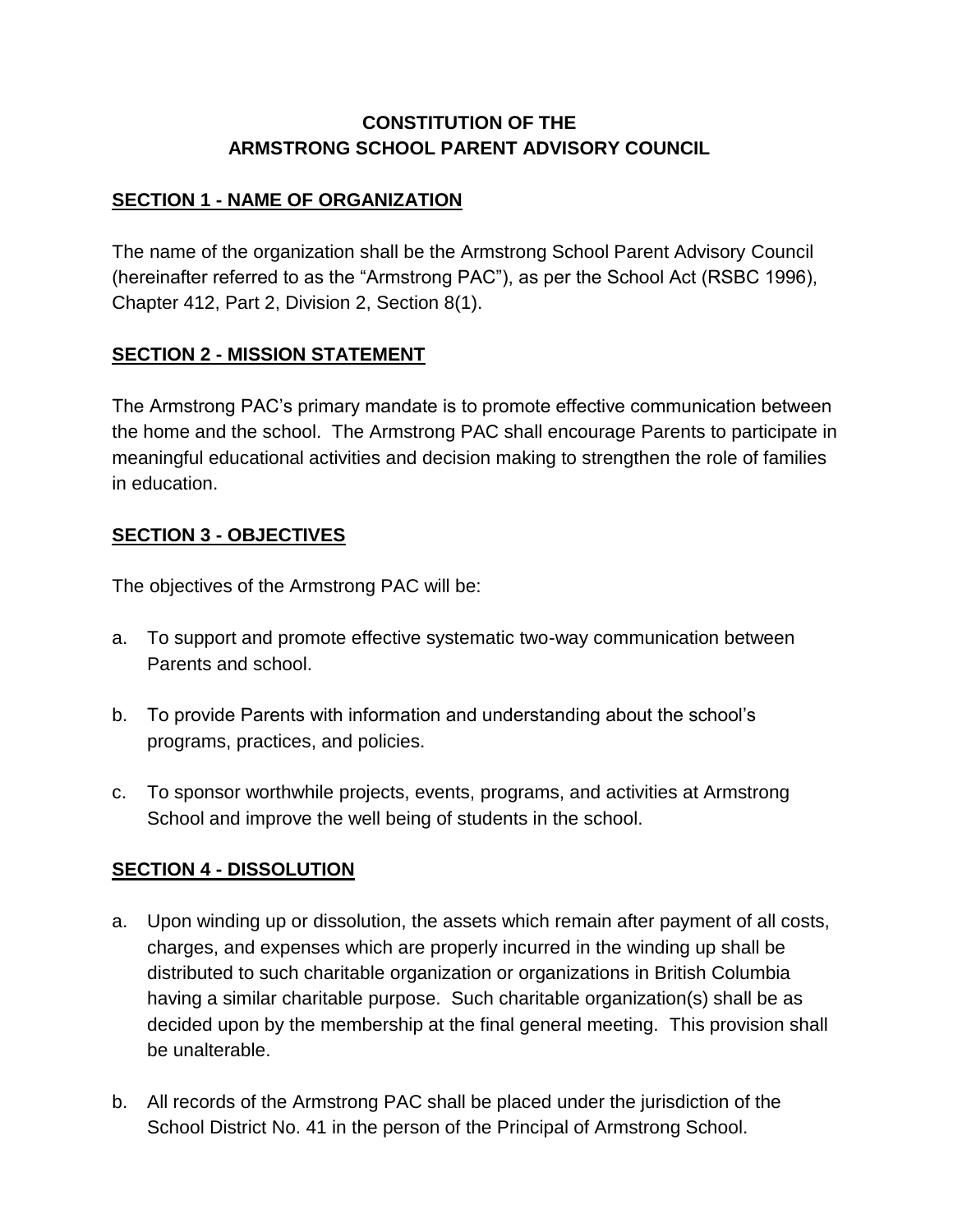**CONSTITUTION OF THE**
**ARMSTRONG SCHOOL PARENT ADVISORY COUNCIL**

## SECTION 1 - NAME OF ORGANIZATION

The name of the organization shall be the Armstrong School Parent Advisory Council (hereinafter referred to as the "Armstrong PAC"), as per the School Act (RSBC 1996), Chapter 412, Part 2, Division 2, Section 8(1).

## SECTION 2 - MISSION STATEMENT

The Armstrong PAC's primary mandate is to promote effective communication between the home and the school. The Armstrong PAC shall encourage Parents to participate in meaningful educational activities and decision making to strengthen the role of families in education.

## SECTION 3 - OBJECTIVES

The objectives of the Armstrong PAC will be:

a. To support and promote effective systematic two-way communication between Parents and school.

b. To provide Parents with information and understanding about the school's programs, practices, and policies.

c. To sponsor worthwhile projects, events, programs, and activities at Armstrong School and improve the well being of students in the school.

## SECTION 4 - DISSOLUTION

a. Upon winding up or dissolution, the assets which remain after payment of all costs, charges, and expenses which are properly incurred in the winding up shall be distributed to such charitable organization or organizations in British Columbia having a similar charitable purpose. Such charitable organization(s) shall be as decided upon by the membership at the final general meeting. This provision shall be unalterable.

b. All records of the Armstrong PAC shall be placed under the jurisdiction of the School District No. 41 in the person of the Principal of Armstrong School.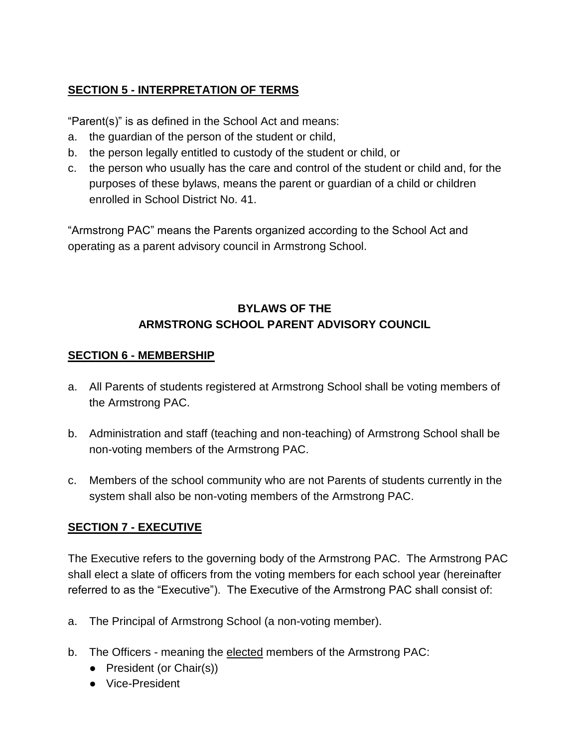## **SECTION 5 - INTERPRETATION OF TERMS**

“Parent(s)” is as defined in the School Act and means:

a. the guardian of the person of the student or child,
b. the person legally entitled to custody of the student or child, or
c. the person who usually has the care and control of the student or child and, for the purposes of these bylaws, means the parent or guardian of a child or children enrolled in School District No. 41.

“Armstrong PAC” means the Parents organized according to the School Act and operating as a parent advisory council in Armstrong School.

# **BYLAWS OF THE ARMSTRONG SCHOOL PARENT ADVISORY COUNCIL**

## **SECTION 6 - MEMBERSHIP**

a. All Parents of students registered at Armstrong School shall be voting members of the Armstrong PAC.

b. Administration and staff (teaching and non-teaching) of Armstrong School shall be non-voting members of the Armstrong PAC.

c. Members of the school community who are not Parents of students currently in the system shall also be non-voting members of the Armstrong PAC.

## **SECTION 7 - EXECUTIVE**

The Executive refers to the governing body of the Armstrong PAC. The Armstrong PAC shall elect a slate of officers from the voting members for each school year (hereinafter referred to as the “Executive”). The Executive of the Armstrong PAC shall consist of:

a. The Principal of Armstrong School (a non-voting member).

b. The Officers - meaning the elected members of the Armstrong PAC:
   - President (or Chair(s))
   - Vice-President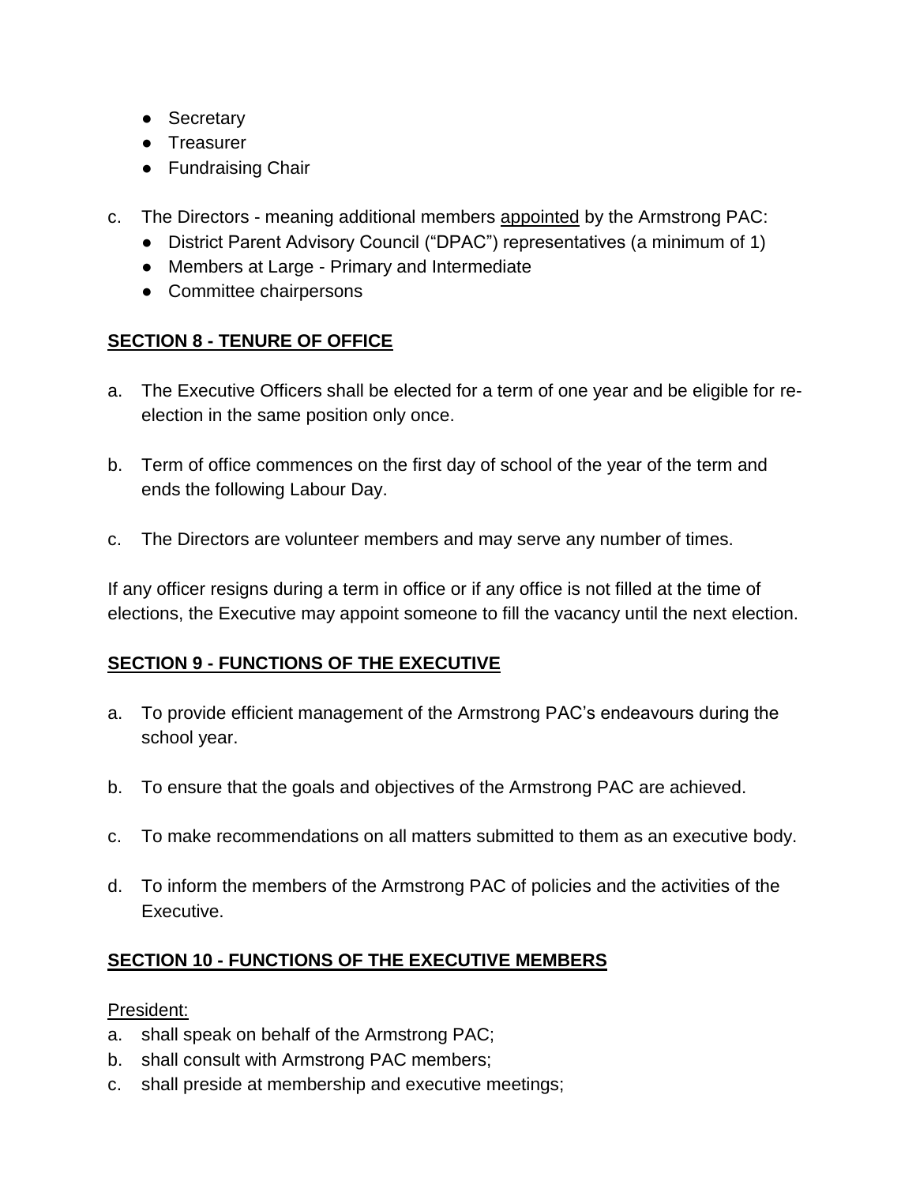- Secretary
- Treasurer
- Fundraising Chair

c. The Directors - meaning additional members <u>appointed</u> by the Armstrong PAC:
   - District Parent Advisory Council ("DPAC") representatives (a minimum of 1)
   - Members at Large - Primary and Intermediate
   - Committee chairpersons

## <u>SECTION 8 - TENURE OF OFFICE</u>

a. The Executive Officers shall be elected for a term of one year and be eligible for re-election in the same position only once.

b. Term of office commences on the first day of school of the year of the term and ends the following Labour Day.

c. The Directors are volunteer members and may serve any number of times.

If any officer resigns during a term in office or if any office is not filled at the time of elections, the Executive may appoint someone to fill the vacancy until the next election.

## <u>SECTION 9 - FUNCTIONS OF THE EXECUTIVE</u>

a. To provide efficient management of the Armstrong PAC's endeavours during the school year.

b. To ensure that the goals and objectives of the Armstrong PAC are achieved.

c. To make recommendations on all matters submitted to them as an executive body.

d. To inform the members of the Armstrong PAC of policies and the activities of the Executive.

## <u>SECTION 10 - FUNCTIONS OF THE EXECUTIVE MEMBERS</u>

<u>President:</u>

a. shall speak on behalf of the Armstrong PAC;
b. shall consult with Armstrong PAC members;
c. shall preside at membership and executive meetings;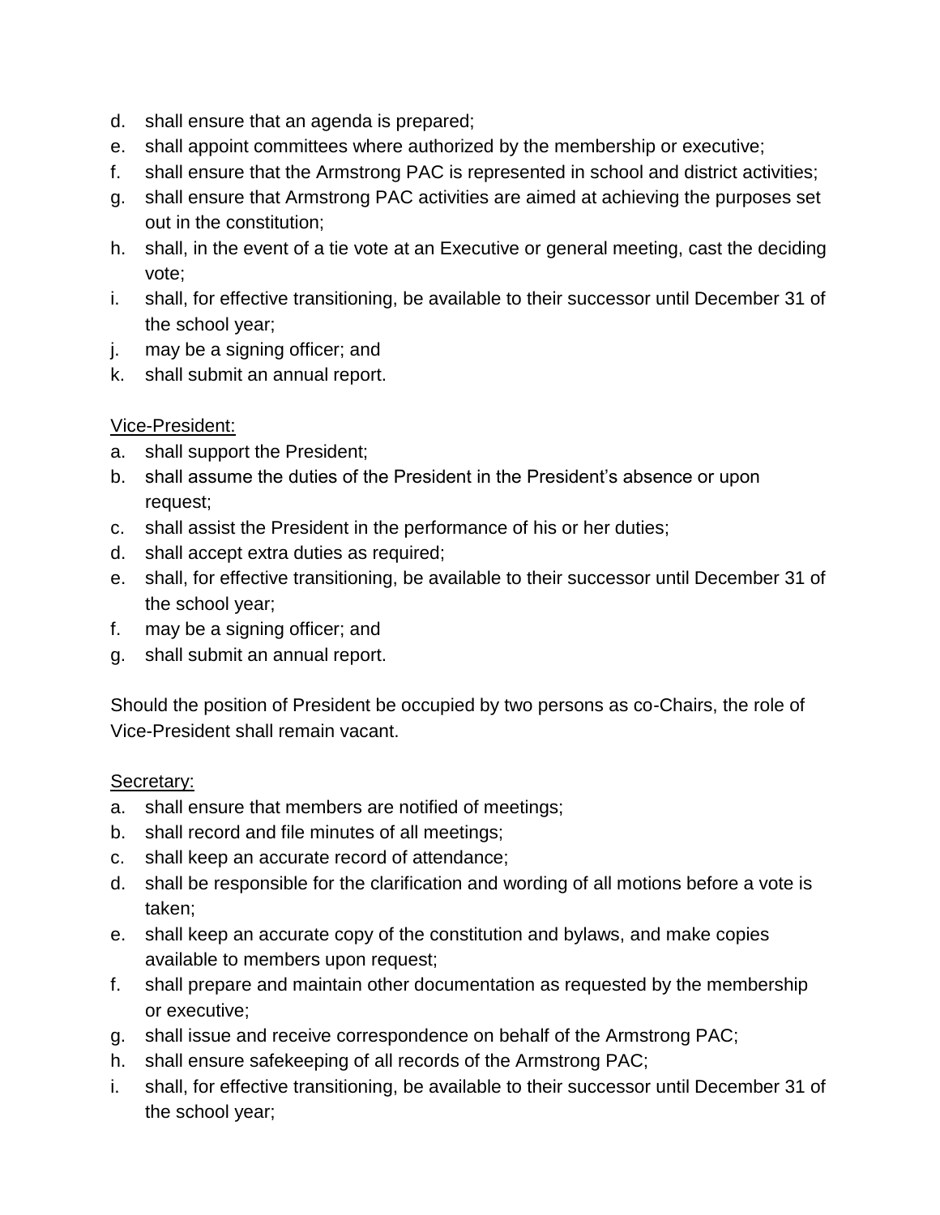d. shall ensure that an agenda is prepared;
e. shall appoint committees where authorized by the membership or executive;
f. shall ensure that the Armstrong PAC is represented in school and district activities;
g. shall ensure that Armstrong PAC activities are aimed at achieving the purposes set out in the constitution;
h. shall, in the event of a tie vote at an Executive or general meeting, cast the deciding vote;
i. shall, for effective transitioning, be available to their successor until December 31 of the school year;
j. may be a signing officer; and
k. shall submit an annual report.

<u>Vice-President:</u>

a. shall support the President;
b. shall assume the duties of the President in the President's absence or upon request;
c. shall assist the President in the performance of his or her duties;
d. shall accept extra duties as required;
e. shall, for effective transitioning, be available to their successor until December 31 of the school year;
f. may be a signing officer; and
g. shall submit an annual report.

Should the position of President be occupied by two persons as co-Chairs, the role of Vice-President shall remain vacant.

<u>Secretary:</u>

a. shall ensure that members are notified of meetings;
b. shall record and file minutes of all meetings;
c. shall keep an accurate record of attendance;
d. shall be responsible for the clarification and wording of all motions before a vote is taken;
e. shall keep an accurate copy of the constitution and bylaws, and make copies available to members upon request;
f. shall prepare and maintain other documentation as requested by the membership or executive;
g. shall issue and receive correspondence on behalf of the Armstrong PAC;
h. shall ensure safekeeping of all records of the Armstrong PAC;
i. shall, for effective transitioning, be available to their successor until December 31 of the school year;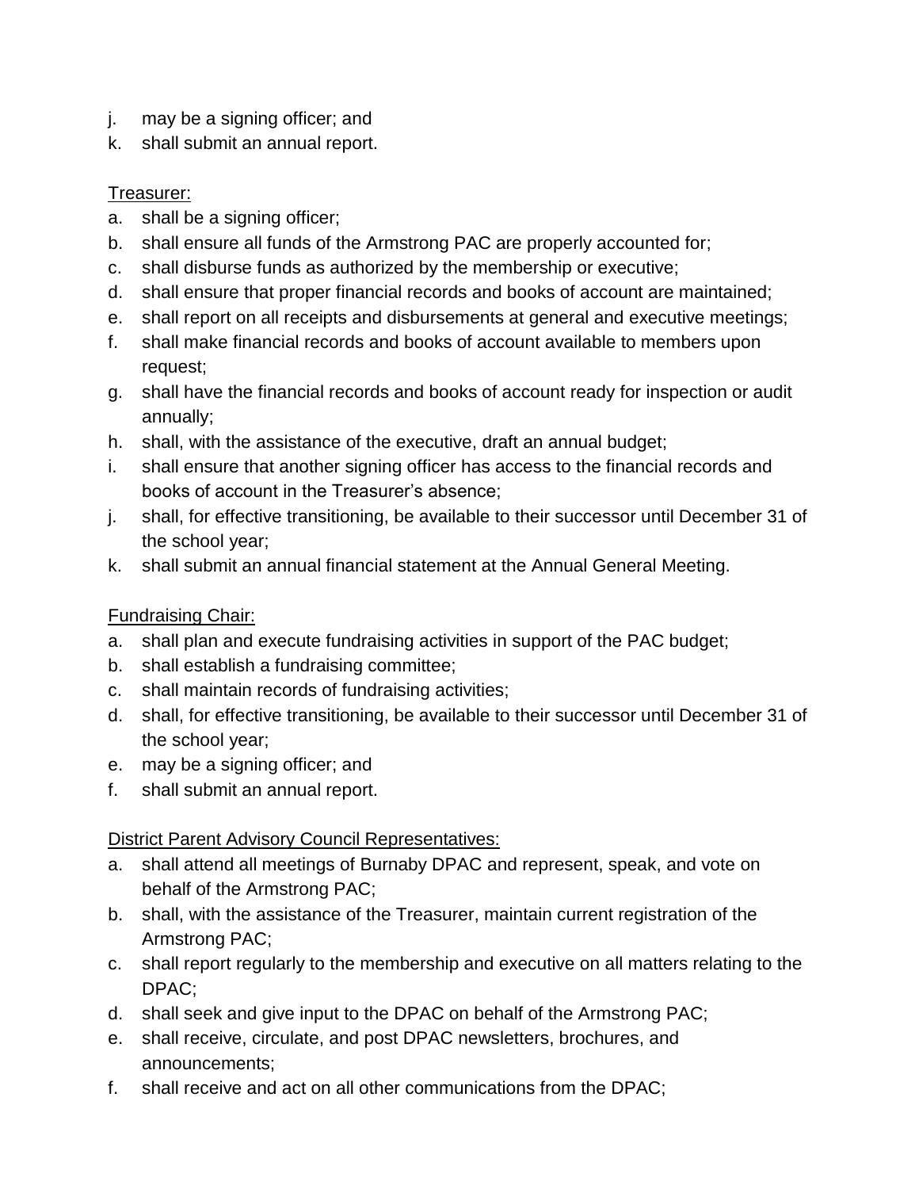j. may be a signing officer; and
k. shall submit an annual report.

Treasurer:

a. shall be a signing officer;
b. shall ensure all funds of the Armstrong PAC are properly accounted for;
c. shall disburse funds as authorized by the membership or executive;
d. shall ensure that proper financial records and books of account are maintained;
e. shall report on all receipts and disbursements at general and executive meetings;
f. shall make financial records and books of account available to members upon request;
g. shall have the financial records and books of account ready for inspection or audit annually;
h. shall, with the assistance of the executive, draft an annual budget;
i. shall ensure that another signing officer has access to the financial records and books of account in the Treasurer's absence;
j. shall, for effective transitioning, be available to their successor until December 31 of the school year;
k. shall submit an annual financial statement at the Annual General Meeting.

Fundraising Chair:

a. shall plan and execute fundraising activities in support of the PAC budget;
b. shall establish a fundraising committee;
c. shall maintain records of fundraising activities;
d. shall, for effective transitioning, be available to their successor until December 31 of the school year;
e. may be a signing officer; and
f. shall submit an annual report.

District Parent Advisory Council Representatives:

a. shall attend all meetings of Burnaby DPAC and represent, speak, and vote on behalf of the Armstrong PAC;
b. shall, with the assistance of the Treasurer, maintain current registration of the Armstrong PAC;
c. shall report regularly to the membership and executive on all matters relating to the DPAC;
d. shall seek and give input to the DPAC on behalf of the Armstrong PAC;
e. shall receive, circulate, and post DPAC newsletters, brochures, and announcements;
f. shall receive and act on all other communications from the DPAC;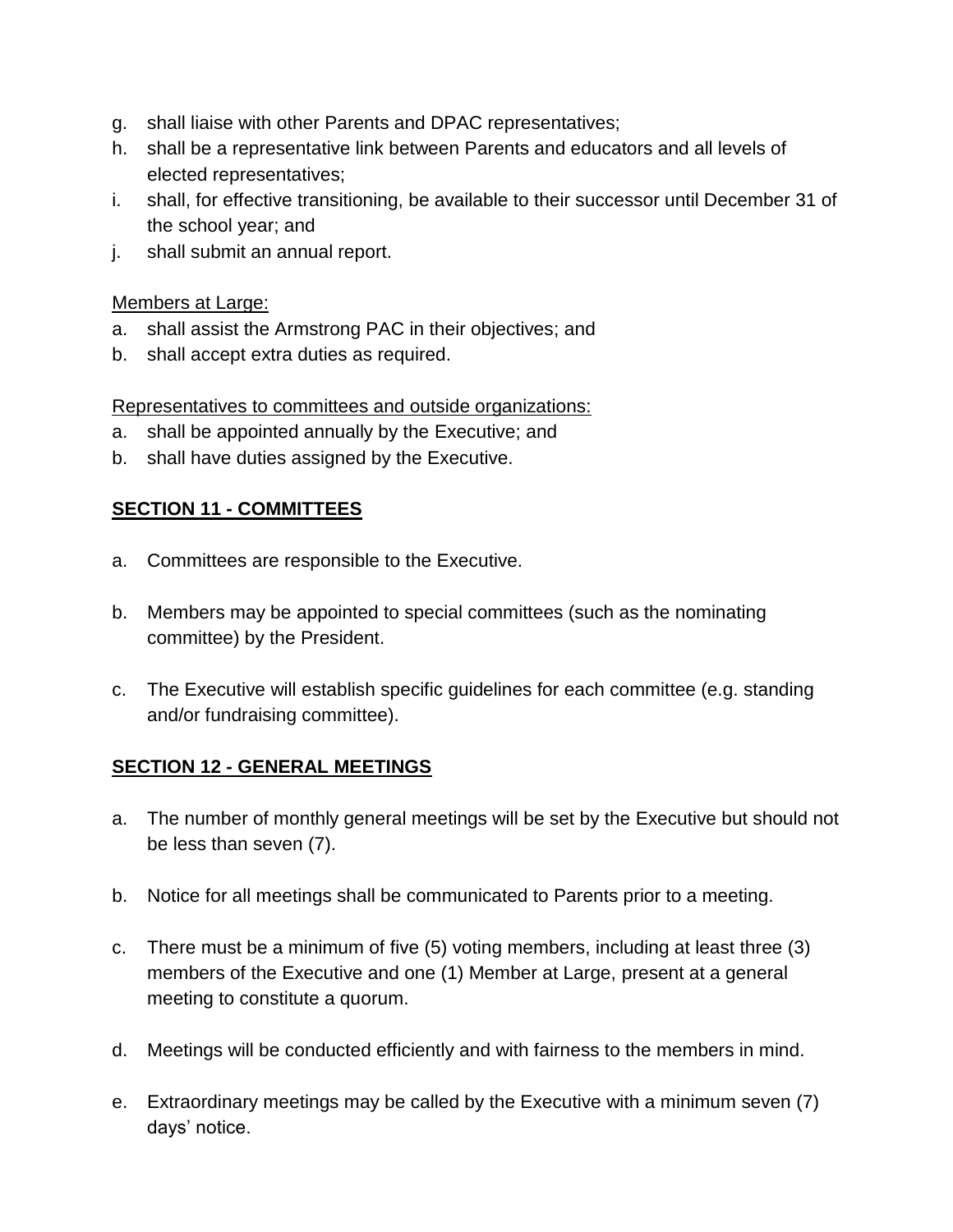g. shall liaise with other Parents and DPAC representatives;
h. shall be a representative link between Parents and educators and all levels of elected representatives;
i. shall, for effective transitioning, be available to their successor until December 31 of the school year; and
j. shall submit an annual report.

Members at Large:

a. shall assist the Armstrong PAC in their objectives; and
b. shall accept extra duties as required.

Representatives to committees and outside organizations:

a. shall be appointed annually by the Executive; and
b. shall have duties assigned by the Executive.

## SECTION 11 - COMMITTEES

a. Committees are responsible to the Executive.

b. Members may be appointed to special committees (such as the nominating committee) by the President.

c. The Executive will establish specific guidelines for each committee (e.g. standing and/or fundraising committee).

## SECTION 12 - GENERAL MEETINGS

a. The number of monthly general meetings will be set by the Executive but should not be less than seven (7).

b. Notice for all meetings shall be communicated to Parents prior to a meeting.

c. There must be a minimum of five (5) voting members, including at least three (3) members of the Executive and one (1) Member at Large, present at a general meeting to constitute a quorum.

d. Meetings will be conducted efficiently and with fairness to the members in mind.

e. Extraordinary meetings may be called by the Executive with a minimum seven (7) days' notice.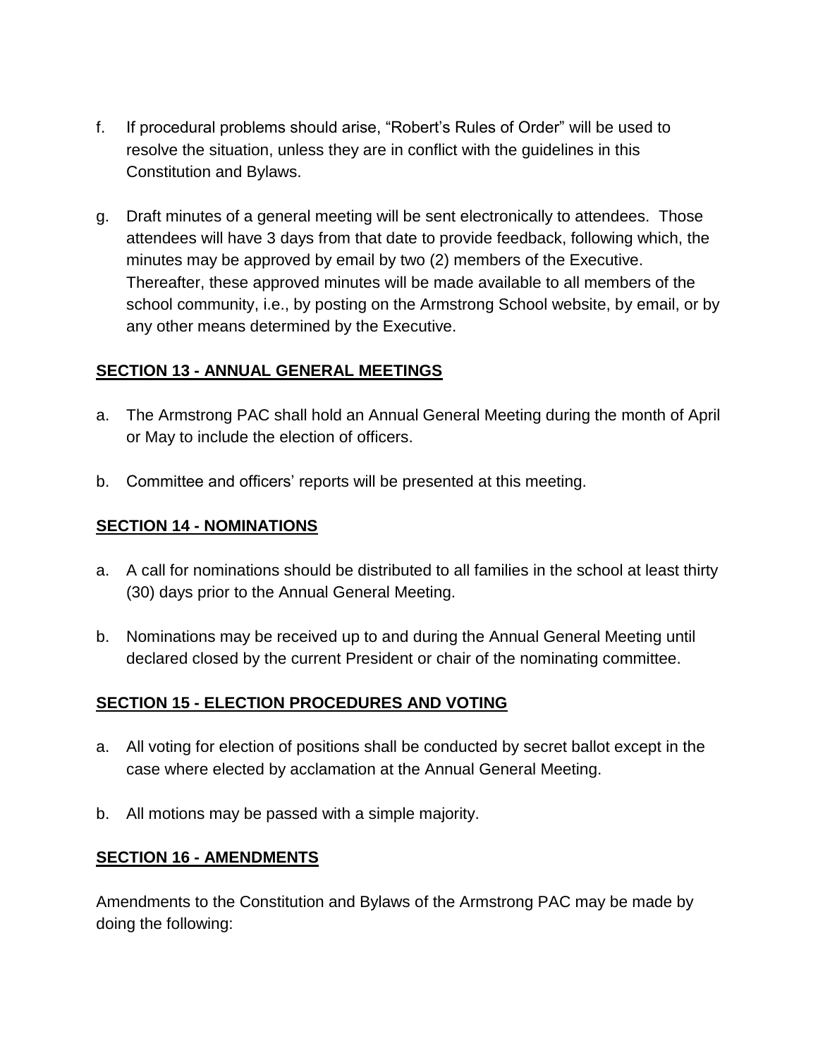f. If procedural problems should arise, "Robert's Rules of Order" will be used to resolve the situation, unless they are in conflict with the guidelines in this Constitution and Bylaws.

g. Draft minutes of a general meeting will be sent electronically to attendees. Those attendees will have 3 days from that date to provide feedback, following which, the minutes may be approved by email by two (2) members of the Executive. Thereafter, these approved minutes will be made available to all members of the school community, i.e., by posting on the Armstrong School website, by email, or by any other means determined by the Executive.

## SECTION 13 - ANNUAL GENERAL MEETINGS

a. The Armstrong PAC shall hold an Annual General Meeting during the month of April or May to include the election of officers.

b. Committee and officers' reports will be presented at this meeting.

## SECTION 14 - NOMINATIONS

a. A call for nominations should be distributed to all families in the school at least thirty (30) days prior to the Annual General Meeting.

b. Nominations may be received up to and during the Annual General Meeting until declared closed by the current President or chair of the nominating committee.

## SECTION 15 - ELECTION PROCEDURES AND VOTING

a. All voting for election of positions shall be conducted by secret ballot except in the case where elected by acclamation at the Annual General Meeting.

b. All motions may be passed with a simple majority.

## SECTION 16 - AMENDMENTS

Amendments to the Constitution and Bylaws of the Armstrong PAC may be made by doing the following: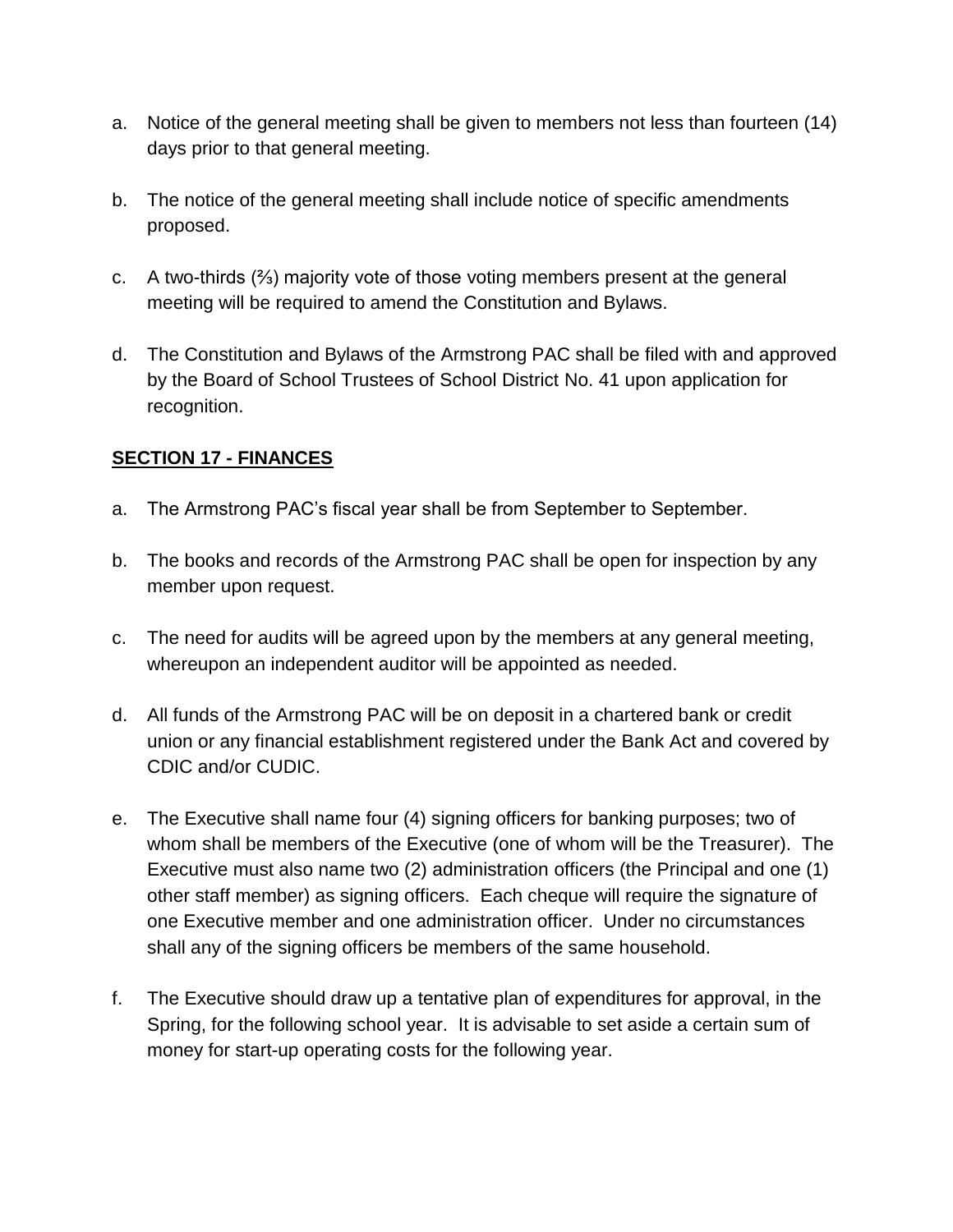a. Notice of the general meeting shall be given to members not less than fourteen (14) days prior to that general meeting.

b. The notice of the general meeting shall include notice of specific amendments proposed.

c. A two-thirds (⅔) majority vote of those voting members present at the general meeting will be required to amend the Constitution and Bylaws.

d. The Constitution and Bylaws of the Armstrong PAC shall be filed with and approved by the Board of School Trustees of School District No. 41 upon application for recognition.

## SECTION 17 - FINANCES

a. The Armstrong PAC's fiscal year shall be from September to September.

b. The books and records of the Armstrong PAC shall be open for inspection by any member upon request.

c. The need for audits will be agreed upon by the members at any general meeting, whereupon an independent auditor will be appointed as needed.

d. All funds of the Armstrong PAC will be on deposit in a chartered bank or credit union or any financial establishment registered under the Bank Act and covered by CDIC and/or CUDIC.

e. The Executive shall name four (4) signing officers for banking purposes; two of whom shall be members of the Executive (one of whom will be the Treasurer). The Executive must also name two (2) administration officers (the Principal and one (1) other staff member) as signing officers. Each cheque will require the signature of one Executive member and one administration officer. Under no circumstances shall any of the signing officers be members of the same household.

f. The Executive should draw up a tentative plan of expenditures for approval, in the Spring, for the following school year. It is advisable to set aside a certain sum of money for start-up operating costs for the following year.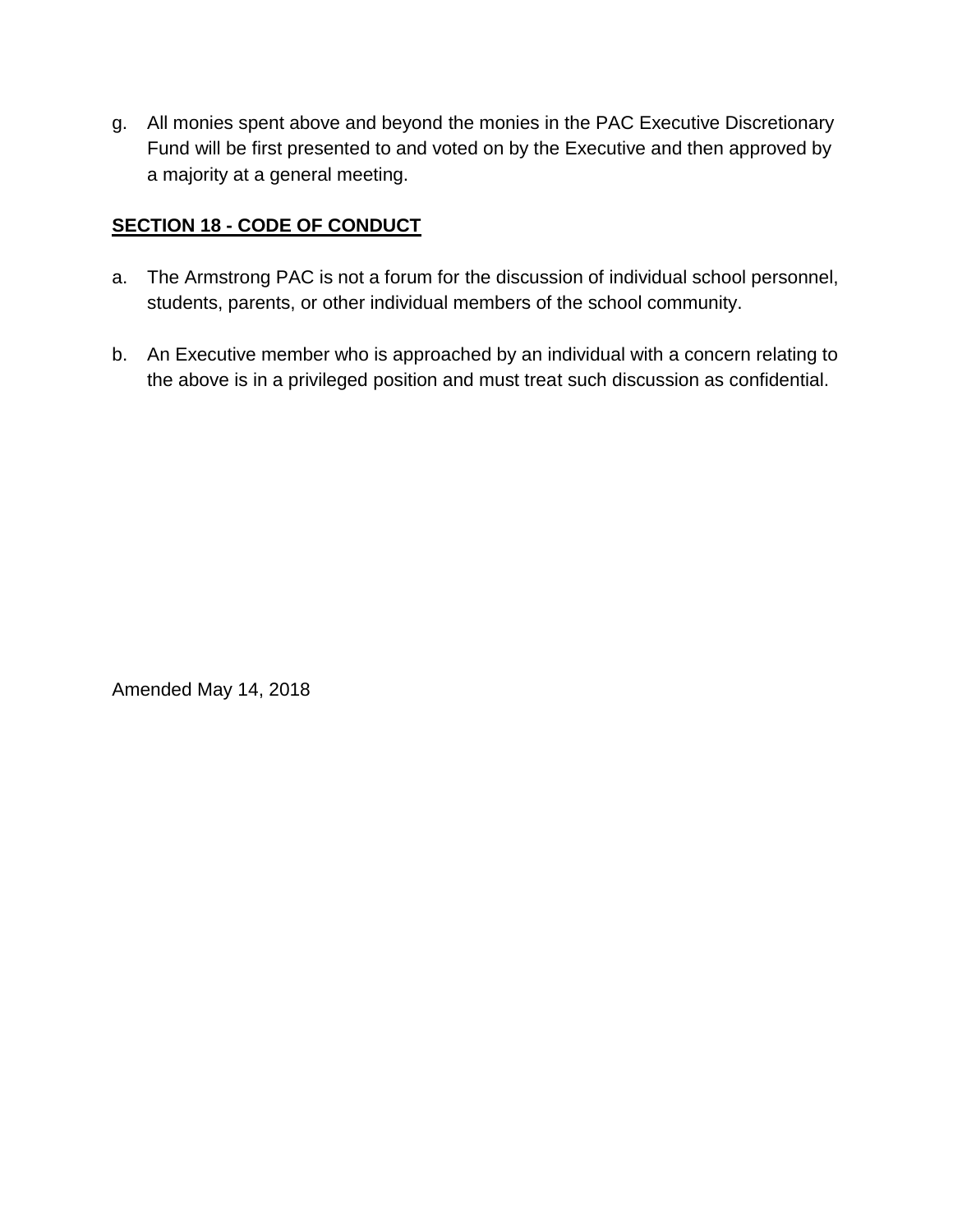g. All monies spent above and beyond the monies in the PAC Executive Discretionary Fund will be first presented to and voted on by the Executive and then approved by a majority at a general meeting.

## SECTION 18 - CODE OF CONDUCT

a. The Armstrong PAC is not a forum for the discussion of individual school personnel, students, parents, or other individual members of the school community.

b. An Executive member who is approached by an individual with a concern relating to the above is in a privileged position and must treat such discussion as confidential.

Amended May 14, 2018